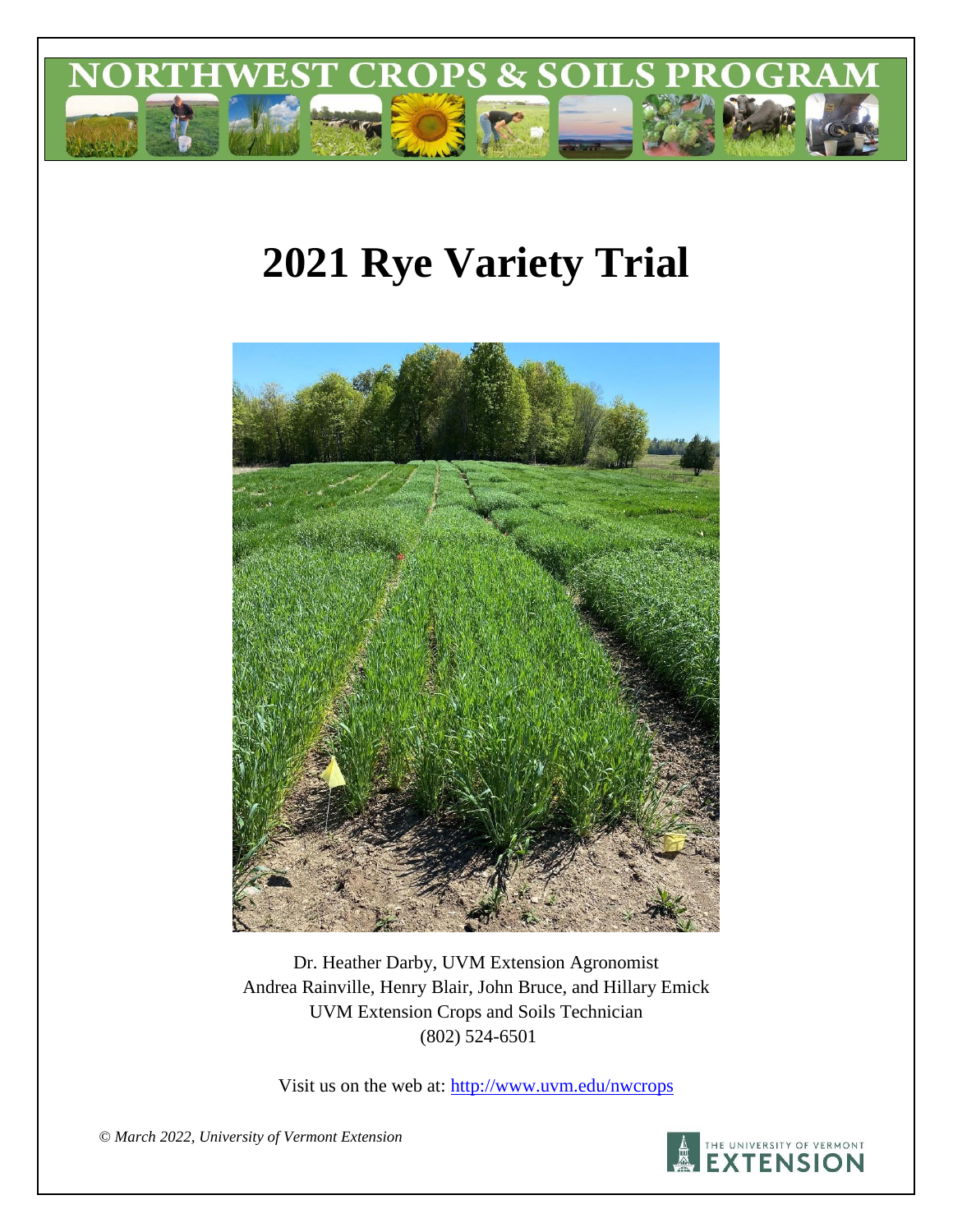NORTHWEST CROPS & SOILS PROGRAM

# 2021 Rye Variety Trial

Dr. Heather Darby, UVM Extension Agronomist
Andrea Rainville, Henry Blair, John Bruce, and Hillary Emick
UVM Extension Crops and Soils Technician
(802) 524-6501

Visit us on the web at: http://www.uvm.edu/nwcrops

*© March 2022, University of Vermont Extension*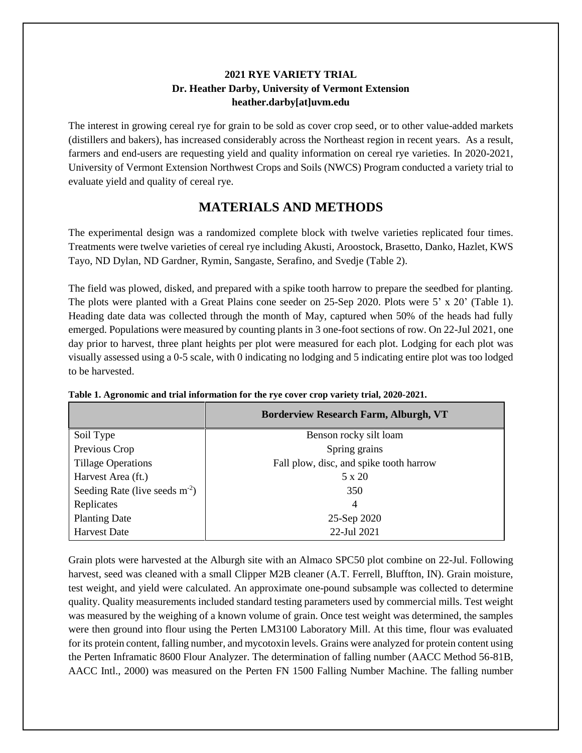**2021 RYE VARIETY TRIAL**
**Dr. Heather Darby, University of Vermont Extension**
**heather.darby[at]uvm.edu**

The interest in growing cereal rye for grain to be sold as cover crop seed, or to other value-added markets (distillers and bakers), has increased considerably across the Northeast region in recent years. As a result, farmers and end-users are requesting yield and quality information on cereal rye varieties. In 2020-2021, University of Vermont Extension Northwest Crops and Soils (NWCS) Program conducted a variety trial to evaluate yield and quality of cereal rye.

## MATERIALS AND METHODS

The experimental design was a randomized complete block with twelve varieties replicated four times. Treatments were twelve varieties of cereal rye including Akusti, Aroostock, Brasetto, Danko, Hazlet, KWS Tayo, ND Dylan, ND Gardner, Rymin, Sangaste, Serafino, and Svedje (Table 2).

The field was plowed, disked, and prepared with a spike tooth harrow to prepare the seedbed for planting. The plots were planted with a Great Plains cone seeder on 25-Sep 2020. Plots were 5' x 20' (Table 1). Heading date data was collected through the month of May, captured when 50% of the heads had fully emerged. Populations were measured by counting plants in 3 one-foot sections of row. On 22-Jul 2021, one day prior to harvest, three plant heights per plot were measured for each plot. Lodging for each plot was visually assessed using a 0-5 scale, with 0 indicating no lodging and 5 indicating entire plot was too lodged to be harvested.

**Table 1. Agronomic and trial information for the rye cover crop variety trial, 2020-2021.**

| | Borderview Research Farm, Alburgh, VT |
|---|---|
| Soil Type | Benson rocky silt loam |
| Previous Crop | Spring grains |
| Tillage Operations | Fall plow, disc, and spike tooth harrow |
| Harvest Area (ft.) | 5 x 20 |
| Seeding Rate (live seeds $m^{-2}$) | 350 |
| Replicates | 4 |
| Planting Date | 25-Sep 2020 |
| Harvest Date | 22-Jul 2021 |

Grain plots were harvested at the Alburgh site with an Almaco SPC50 plot combine on 22-Jul. Following harvest, seed was cleaned with a small Clipper M2B cleaner (A.T. Ferrell, Bluffton, IN). Grain moisture, test weight, and yield were calculated. An approximate one-pound subsample was collected to determine quality. Quality measurements included standard testing parameters used by commercial mills. Test weight was measured by the weighing of a known volume of grain. Once test weight was determined, the samples were then ground into flour using the Perten LM3100 Laboratory Mill. At this time, flour was evaluated for its protein content, falling number, and mycotoxin levels. Grains were analyzed for protein content using the Perten Inframatic 8600 Flour Analyzer. The determination of falling number (AACC Method 56-81B, AACC Intl., 2000) was measured on the Perten FN 1500 Falling Number Machine. The falling number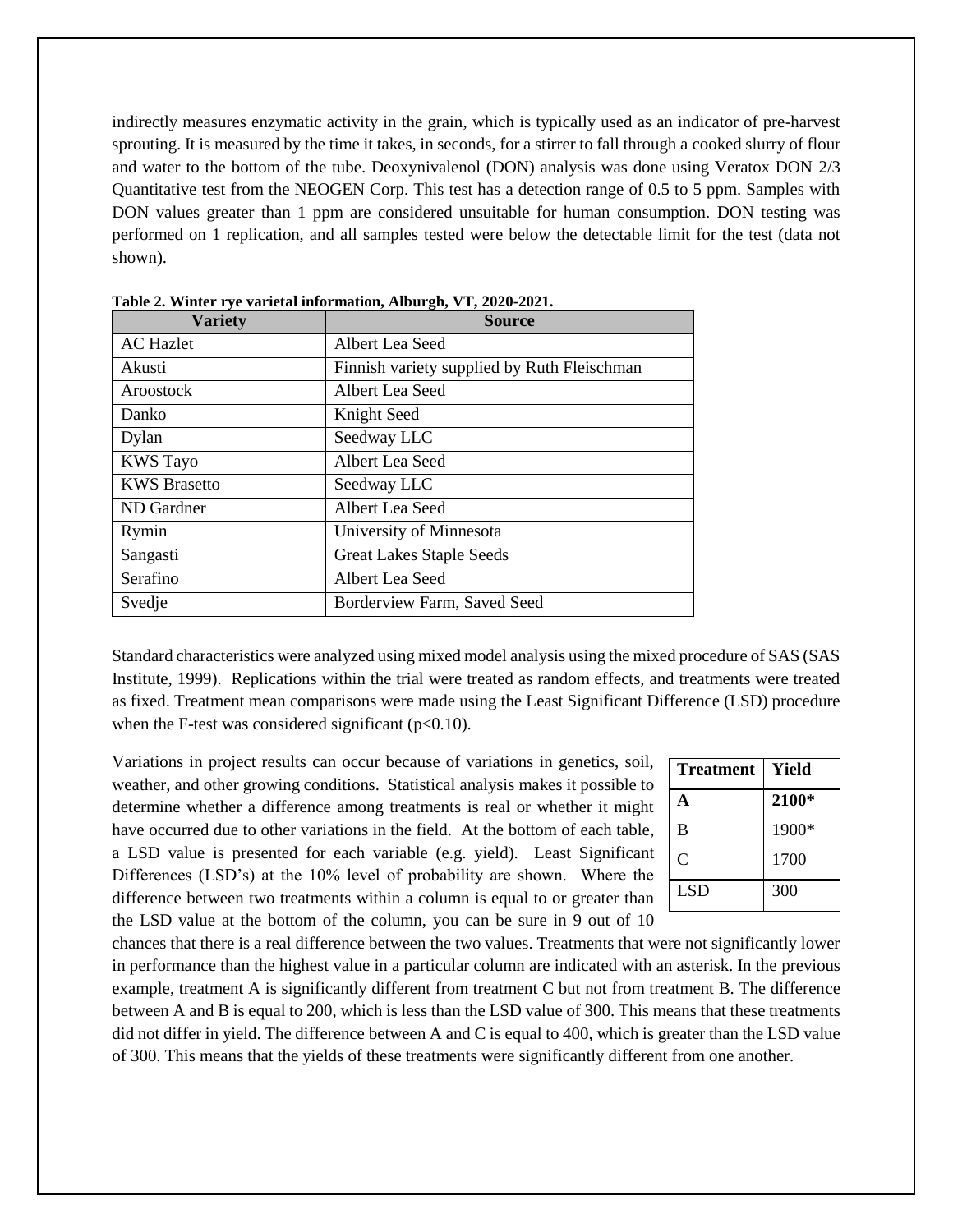indirectly measures enzymatic activity in the grain, which is typically used as an indicator of pre-harvest sprouting. It is measured by the time it takes, in seconds, for a stirrer to fall through a cooked slurry of flour and water to the bottom of the tube. Deoxynivalenol (DON) analysis was done using Veratox DON 2/3 Quantitative test from the NEOGEN Corp. This test has a detection range of 0.5 to 5 ppm. Samples with DON values greater than 1 ppm are considered unsuitable for human consumption. DON testing was performed on 1 replication, and all samples tested were below the detectable limit for the test (data not shown).

**Table 2. Winter rye varietal information, Alburgh, VT, 2020-2021.**

| Variety | Source |
|---|---|
| AC Hazlet | Albert Lea Seed |
| Akusti | Finnish variety supplied by Ruth Fleischman |
| Aroostock | Albert Lea Seed |
| Danko | Knight Seed |
| Dylan | Seedway LLC |
| KWS Tayo | Albert Lea Seed |
| KWS Brasetto | Seedway LLC |
| ND Gardner | Albert Lea Seed |
| Rymin | University of Minnesota |
| Sangasti | Great Lakes Staple Seeds |
| Serafino | Albert Lea Seed |
| Svedje | Borderview Farm, Saved Seed |

Standard characteristics were analyzed using mixed model analysis using the mixed procedure of SAS (SAS Institute, 1999). Replications within the trial were treated as random effects, and treatments were treated as fixed. Treatment mean comparisons were made using the Least Significant Difference (LSD) procedure when the F-test was considered significant ($p<0.10$).

Variations in project results can occur because of variations in genetics, soil, weather, and other growing conditions. Statistical analysis makes it possible to determine whether a difference among treatments is real or whether it might have occurred due to other variations in the field. At the bottom of each table, a LSD value is presented for each variable (e.g. yield). Least Significant Differences (LSD's) at the 10% level of probability are shown. Where the difference between two treatments within a column is equal to or greater than the LSD value at the bottom of the column, you can be sure in 9 out of 10 chances that there is a real difference between the two values. Treatments that were not significantly lower in performance than the highest value in a particular column are indicated with an asterisk. In the previous example, treatment A is significantly different from treatment C but not from treatment B. The difference between A and B is equal to 200, which is less than the LSD value of 300. This means that these treatments did not differ in yield. The difference between A and C is equal to 400, which is greater than the LSD value of 300. This means that the yields of these treatments were significantly different from one another.

| Treatment | Yield |
|---|---|
| **A** | **2100*** |
| B | 1900* |
| C | 1700 |
| LSD | 300 |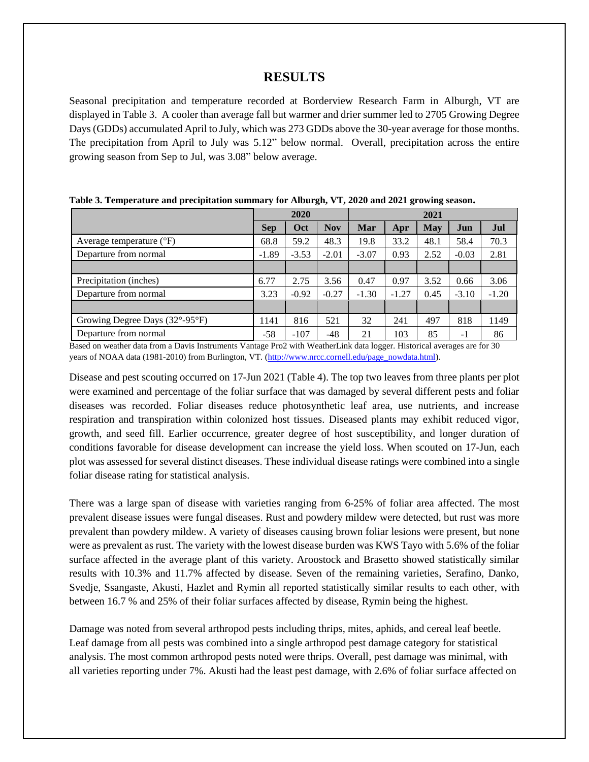# RESULTS

Seasonal precipitation and temperature recorded at Borderview Research Farm in Alburgh, VT are displayed in Table 3. A cooler than average fall but warmer and drier summer led to 2705 Growing Degree Days (GDDs) accumulated April to July, which was 273 GDDs above the 30-year average for those months. The precipitation from April to July was 5.12" below normal. Overall, precipitation across the entire growing season from Sep to Jul, was 3.08" below average.

**Table 3. Temperature and precipitation summary for Alburgh, VT, 2020 and 2021 growing season.**

| | 2020 | | | 2021 | | | | |
|---|---|---|---|---|---|---|---|---|
| | **Sep** | **Oct** | **Nov** | **Mar** | **Apr** | **May** | **Jun** | **Jul** |
| Average temperature (°F) | 68.8 | 59.2 | 48.3 | 19.8 | 33.2 | 48.1 | 58.4 | 70.3 |
| Departure from normal | -1.89 | -3.53 | -2.01 | -3.07 | 0.93 | 2.52 | -0.03 | 2.81 |
| | | | | | | | | |
| Precipitation (inches) | 6.77 | 2.75 | 3.56 | 0.47 | 0.97 | 3.52 | 0.66 | 3.06 |
| Departure from normal | 3.23 | -0.92 | -0.27 | -1.30 | -1.27 | 0.45 | -3.10 | -1.20 |
| | | | | | | | | |
| Growing Degree Days (32°-95°F) | 1141 | 816 | 521 | 32 | 241 | 497 | 818 | 1149 |
| Departure from normal | -58 | -107 | -48 | 21 | 103 | 85 | -1 | 86 |

Based on weather data from a Davis Instruments Vantage Pro2 with WeatherLink data logger. Historical averages are for 30 years of NOAA data (1981-2010) from Burlington, VT. (http://www.nrcc.cornell.edu/page_nowdata.html).

Disease and pest scouting occurred on 17-Jun 2021 (Table 4). The top two leaves from three plants per plot were examined and percentage of the foliar surface that was damaged by several different pests and foliar diseases was recorded. Foliar diseases reduce photosynthetic leaf area, use nutrients, and increase respiration and transpiration within colonized host tissues. Diseased plants may exhibit reduced vigor, growth, and seed fill. Earlier occurrence, greater degree of host susceptibility, and longer duration of conditions favorable for disease development can increase the yield loss. When scouted on 17-Jun, each plot was assessed for several distinct diseases. These individual disease ratings were combined into a single foliar disease rating for statistical analysis.

There was a large span of disease with varieties ranging from 6-25% of foliar area affected. The most prevalent disease issues were fungal diseases. Rust and powdery mildew were detected, but rust was more prevalent than powdery mildew. A variety of diseases causing brown foliar lesions were present, but none were as prevalent as rust. The variety with the lowest disease burden was KWS Tayo with 5.6% of the foliar surface affected in the average plant of this variety. Aroostock and Brasetto showed statistically similar results with 10.3% and 11.7% affected by disease. Seven of the remaining varieties, Serafino, Danko, Svedje, Ssangaste, Akusti, Hazlet and Rymin all reported statistically similar results to each other, with between 16.7 % and 25% of their foliar surfaces affected by disease, Rymin being the highest.

Damage was noted from several arthropod pests including thrips, mites, aphids, and cereal leaf beetle. Leaf damage from all pests was combined into a single arthropod pest damage category for statistical analysis. The most common arthropod pests noted were thrips. Overall, pest damage was minimal, with all varieties reporting under 7%. Akusti had the least pest damage, with 2.6% of foliar surface affected on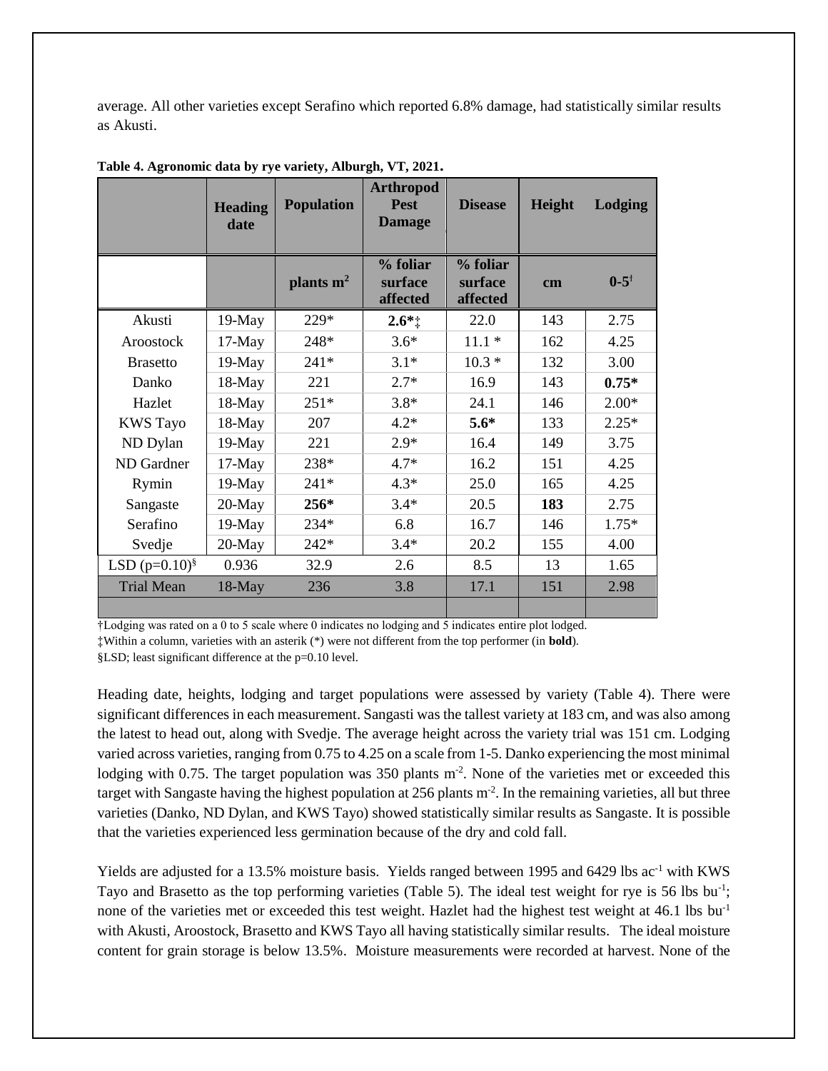average. All other varieties except Serafino which reported 6.8% damage, had statistically similar results as Akusti.

**Table 4. Agronomic data by rye variety, Alburgh, VT, 2021.**

| | Heading date | Population | Arthropod Pest Damage | Disease | Height | Lodging |
|---|---|---|---|---|---|---|
| | | plants $m^2$ | % foliar surface affected | % foliar surface affected | cm | 0-5† |
| Akusti | 19-May | 229* | **2.6***‡ | 22.0 | 143 | 2.75 |
| Aroostock | 17-May | 248* | 3.6* | 11.1 * | 162 | 4.25 |
| Brasetto | 19-May | 241* | 3.1* | 10.3 * | 132 | 3.00 |
| Danko | 18-May | 221 | 2.7* | 16.9 | 143 | **0.75*** |
| Hazlet | 18-May | 251* | 3.8* | 24.1 | 146 | 2.00* |
| KWS Tayo | 18-May | 207 | 4.2* | **5.6*** | 133 | 2.25* |
| ND Dylan | 19-May | 221 | 2.9* | 16.4 | 149 | 3.75 |
| ND Gardner | 17-May | 238* | 4.7* | 16.2 | 151 | 4.25 |
| Rymin | 19-May | 241* | 4.3* | 25.0 | 165 | 4.25 |
| Sangaste | 20-May | **256*** | 3.4* | 20.5 | **183** | 2.75 |
| Serafino | 19-May | 234* | 6.8 | 16.7 | 146 | 1.75* |
| Svedje | 20-May | 242* | 3.4* | 20.2 | 155 | 4.00 |
| LSD (p=0.10)§ | 0.936 | 32.9 | 2.6 | 8.5 | 13 | 1.65 |
| Trial Mean | 18-May | 236 | 3.8 | 17.1 | 151 | 2.98 |

†Lodging was rated on a 0 to 5 scale where 0 indicates no lodging and 5 indicates entire plot lodged.
‡Within a column, varieties with an asterik (*) were not different from the top performer (in **bold**).
§LSD; least significant difference at the p=0.10 level.

Heading date, heights, lodging and target populations were assessed by variety (Table 4). There were significant differences in each measurement. Sangasti was the tallest variety at 183 cm, and was also among the latest to head out, along with Svedje. The average height across the variety trial was 151 cm. Lodging varied across varieties, ranging from 0.75 to 4.25 on a scale from 1-5. Danko experiencing the most minimal lodging with 0.75. The target population was 350 plants $m^{-2}$. None of the varieties met or exceeded this target with Sangaste having the highest population at 256 plants $m^{-2}$. In the remaining varieties, all but three varieties (Danko, ND Dylan, and KWS Tayo) showed statistically similar results as Sangaste. It is possible that the varieties experienced less germination because of the dry and cold fall.

Yields are adjusted for a 13.5% moisture basis. Yields ranged between 1995 and 6429 lbs $ac^{-1}$ with KWS Tayo and Brasetto as the top performing varieties (Table 5). The ideal test weight for rye is 56 lbs $bu^{-1}$; none of the varieties met or exceeded this test weight. Hazlet had the highest test weight at 46.1 lbs $bu^{-1}$ with Akusti, Aroostock, Brasetto and KWS Tayo all having statistically similar results. The ideal moisture content for grain storage is below 13.5%. Moisture measurements were recorded at harvest. None of the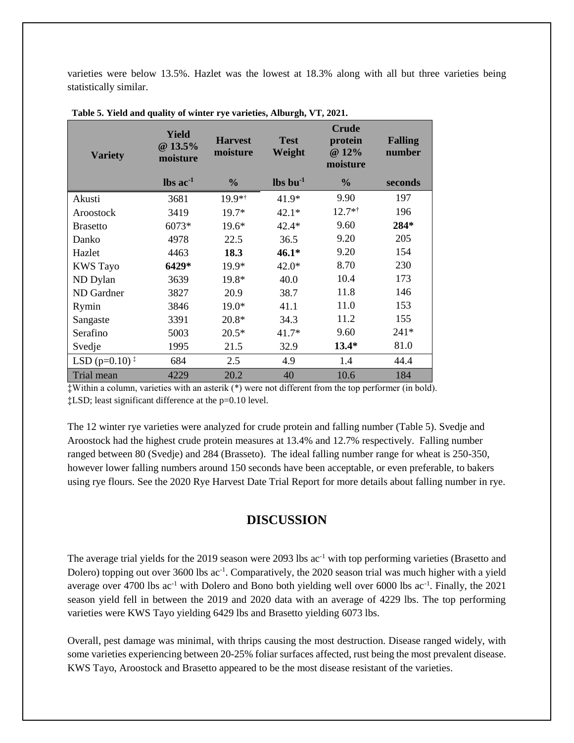varieties were below 13.5%. Hazlet was the lowest at 18.3% along with all but three varieties being statistically similar.

**Table 5. Yield and quality of winter rye varieties, Alburgh, VT, 2021.**

| Variety | Yield @ 13.5% moisture | Harvest moisture | Test Weight | Crude protein @ 12% moisture | Falling number |
|---|---|---|---|---|---|
| | lbs $ac^{-1}$ | % | lbs $bu^{-1}$ | % | seconds |
| Akusti | 3681 | 19.9*† | 41.9* | 9.90 | 197 |
| Aroostock | 3419 | 19.7* | 42.1* | 12.7*† | 196 |
| Brasetto | 6073* | 19.6* | 42.4* | 9.60 | **284*** |
| Danko | 4978 | 22.5 | 36.5 | 9.20 | 205 |
| Hazlet | 4463 | **18.3** | **46.1*** | 9.20 | 154 |
| KWS Tayo | **6429*** | 19.9* | 42.0* | 8.70 | 230 |
| ND Dylan | 3639 | 19.8* | 40.0 | 10.4 | 173 |
| ND Gardner | 3827 | 20.9 | 38.7 | 11.8 | 146 |
| Rymin | 3846 | 19.0* | 41.1 | 11.0 | 153 |
| Sangaste | 3391 | 20.8* | 34.3 | 11.2 | 155 |
| Serafino | 5003 | 20.5* | 41.7* | 9.60 | 241* |
| Svedje | 1995 | 21.5 | 32.9 | **13.4*** | 81.0 |
| LSD (p=0.10) ‡ | 684 | 2.5 | 4.9 | 1.4 | 44.4 |
| Trial mean | 4229 | 20.2 | 40 | 10.6 | 184 |

‡Within a column, varieties with an asterik (*) were not different from the top performer (in bold).
‡LSD; least significant difference at the p=0.10 level.

The 12 winter rye varieties were analyzed for crude protein and falling number (Table 5). Svedje and Aroostock had the highest crude protein measures at 13.4% and 12.7% respectively. Falling number ranged between 80 (Svedje) and 284 (Brasseto). The ideal falling number range for wheat is 250-350, however lower falling numbers around 150 seconds have been acceptable, or even preferable, to bakers using rye flours. See the 2020 Rye Harvest Date Trial Report for more details about falling number in rye.

## DISCUSSION

The average trial yields for the 2019 season were 2093 lbs $ac^{-1}$ with top performing varieties (Brasetto and Dolero) topping out over 3600 lbs $ac^{-1}$. Comparatively, the 2020 season trial was much higher with a yield average over 4700 lbs $ac^{-1}$ with Dolero and Bono both yielding well over 6000 lbs $ac^{-1}$. Finally, the 2021 season yield fell in between the 2019 and 2020 data with an average of 4229 lbs. The top performing varieties were KWS Tayo yielding 6429 lbs and Brasetto yielding 6073 lbs.

Overall, pest damage was minimal, with thrips causing the most destruction. Disease ranged widely, with some varieties experiencing between 20-25% foliar surfaces affected, rust being the most prevalent disease. KWS Tayo, Aroostock and Brasetto appeared to be the most disease resistant of the varieties.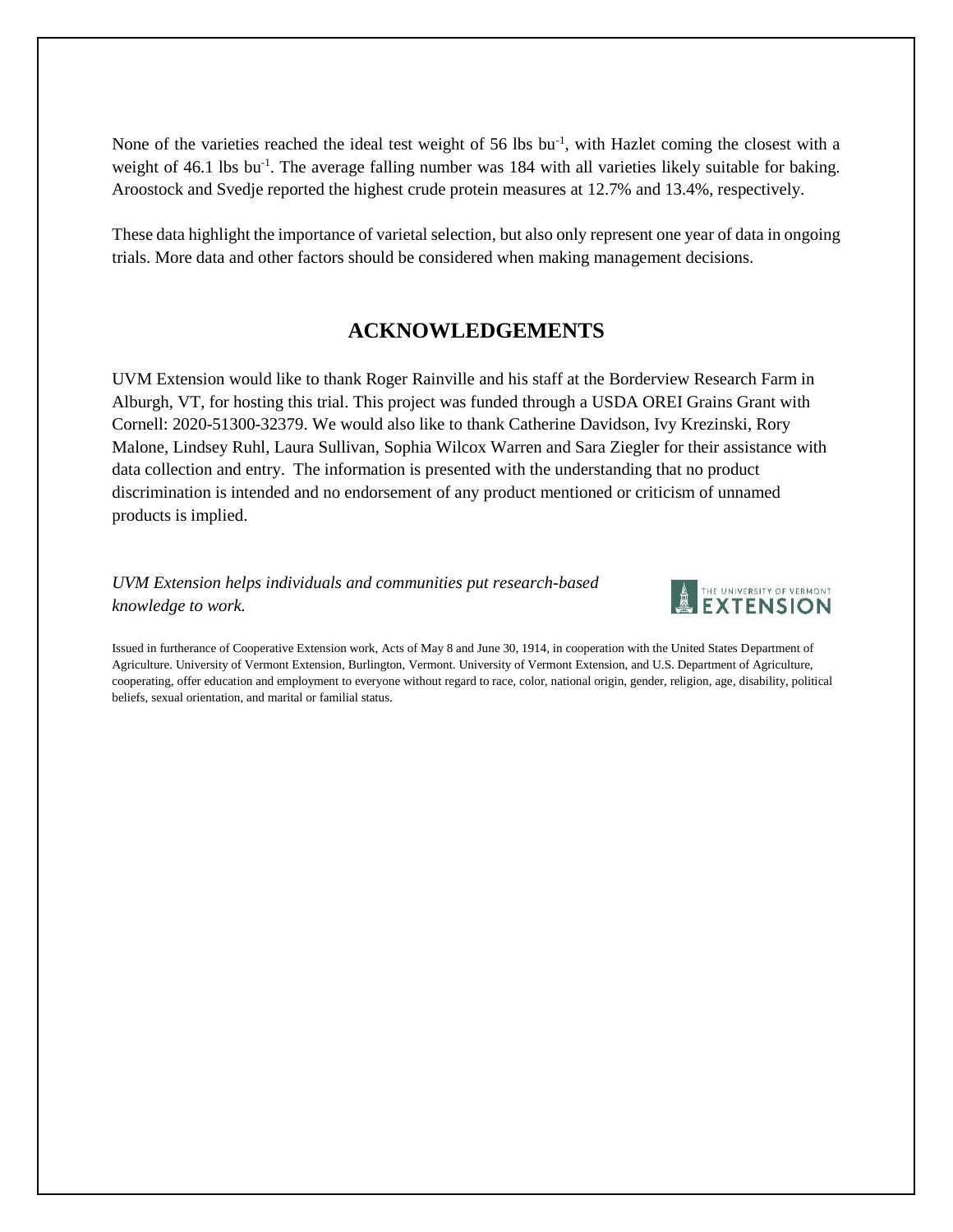None of the varieties reached the ideal test weight of 56 lbs $bu^{-1}$, with Hazlet coming the closest with a weight of 46.1 lbs $bu^{-1}$. The average falling number was 184 with all varieties likely suitable for baking. Aroostock and Svedje reported the highest crude protein measures at 12.7% and 13.4%, respectively.

These data highlight the importance of varietal selection, but also only represent one year of data in ongoing trials. More data and other factors should be considered when making management decisions.

## ACKNOWLEDGEMENTS

UVM Extension would like to thank Roger Rainville and his staff at the Borderview Research Farm in Alburgh, VT, for hosting this trial. This project was funded through a USDA OREI Grains Grant with Cornell: 2020-51300-32379. We would also like to thank Catherine Davidson, Ivy Krezinski, Rory Malone, Lindsey Ruhl, Laura Sullivan, Sophia Wilcox Warren and Sara Ziegler for their assistance with data collection and entry. The information is presented with the understanding that no product discrimination is intended and no endorsement of any product mentioned or criticism of unnamed products is implied.

*UVM Extension helps individuals and communities put research-based knowledge to work.*

THE UNIVERSITY OF VERMONT EXTENSION

Issued in furtherance of Cooperative Extension work, Acts of May 8 and June 30, 1914, in cooperation with the United States Department of Agriculture. University of Vermont Extension, Burlington, Vermont. University of Vermont Extension, and U.S. Department of Agriculture, cooperating, offer education and employment to everyone without regard to race, color, national origin, gender, religion, age, disability, political beliefs, sexual orientation, and marital or familial status.